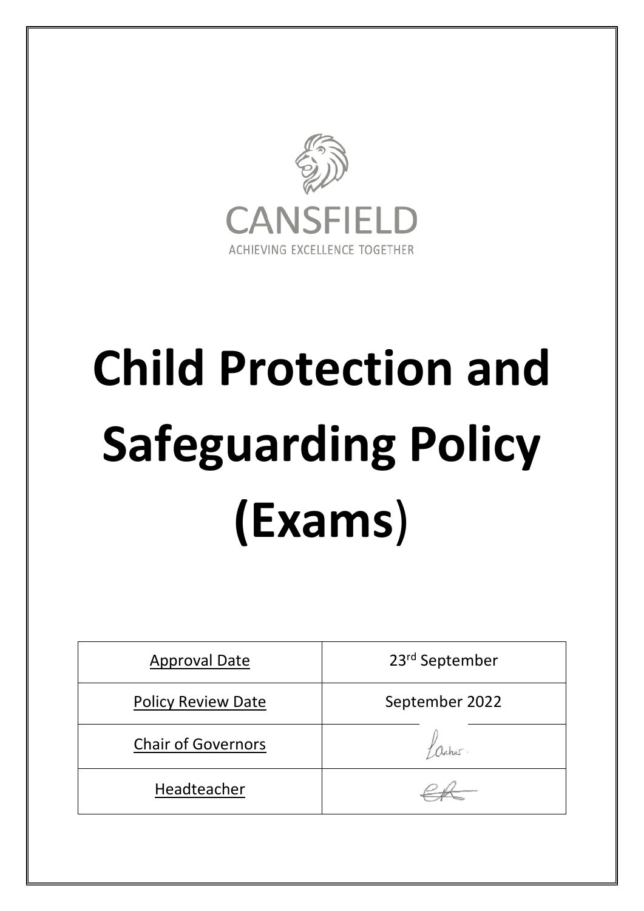CANSFIELD

ACHIEVING EXCELLENCE TOGETHER

# Child Protection and Safeguarding Policy (Exams)

| | |
|---|---|
| Approval Date | 23rd September |
| Policy Review Date | September 2022 |
| Chair of Governors | |
| Headteacher | |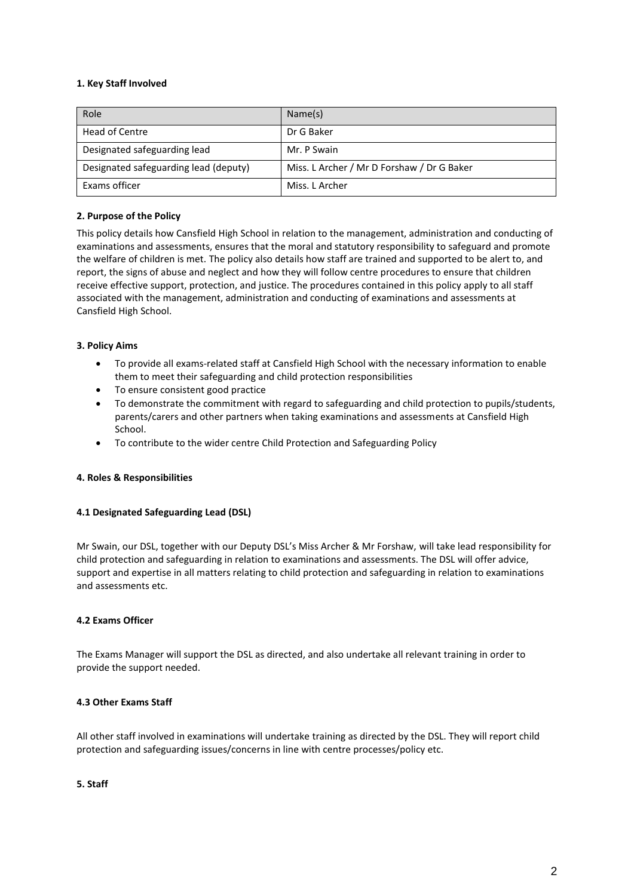**1. Key Staff Involved**

| Role | Name(s) |
|---|---|
| Head of Centre | Dr G Baker |
| Designated safeguarding lead | Mr. P Swain |
| Designated safeguarding lead (deputy) | Miss. L Archer / Mr D Forshaw / Dr G Baker |
| Exams officer | Miss. L Archer |

**2. Purpose of the Policy**

This policy details how Cansfield High School in relation to the management, administration and conducting of examinations and assessments, ensures that the moral and statutory responsibility to safeguard and promote the welfare of children is met. The policy also details how staff are trained and supported to be alert to, and report, the signs of abuse and neglect and how they will follow centre procedures to ensure that children receive effective support, protection, and justice. The procedures contained in this policy apply to all staff associated with the management, administration and conducting of examinations and assessments at Cansfield High School.

**3. Policy Aims**

- To provide all exams-related staff at Cansfield High School with the necessary information to enable them to meet their safeguarding and child protection responsibilities
- To ensure consistent good practice
- To demonstrate the commitment with regard to safeguarding and child protection to pupils/students, parents/carers and other partners when taking examinations and assessments at Cansfield High School.
- To contribute to the wider centre Child Protection and Safeguarding Policy

**4. Roles & Responsibilities**

**4.1 Designated Safeguarding Lead (DSL)**

Mr Swain, our DSL, together with our Deputy DSL's Miss Archer & Mr Forshaw, will take lead responsibility for child protection and safeguarding in relation to examinations and assessments. The DSL will offer advice, support and expertise in all matters relating to child protection and safeguarding in relation to examinations and assessments etc.

**4.2 Exams Officer**

The Exams Manager will support the DSL as directed, and also undertake all relevant training in order to provide the support needed.

**4.3 Other Exams Staff**

All other staff involved in examinations will undertake training as directed by the DSL. They will report child protection and safeguarding issues/concerns in line with centre processes/policy etc.

**5. Staff**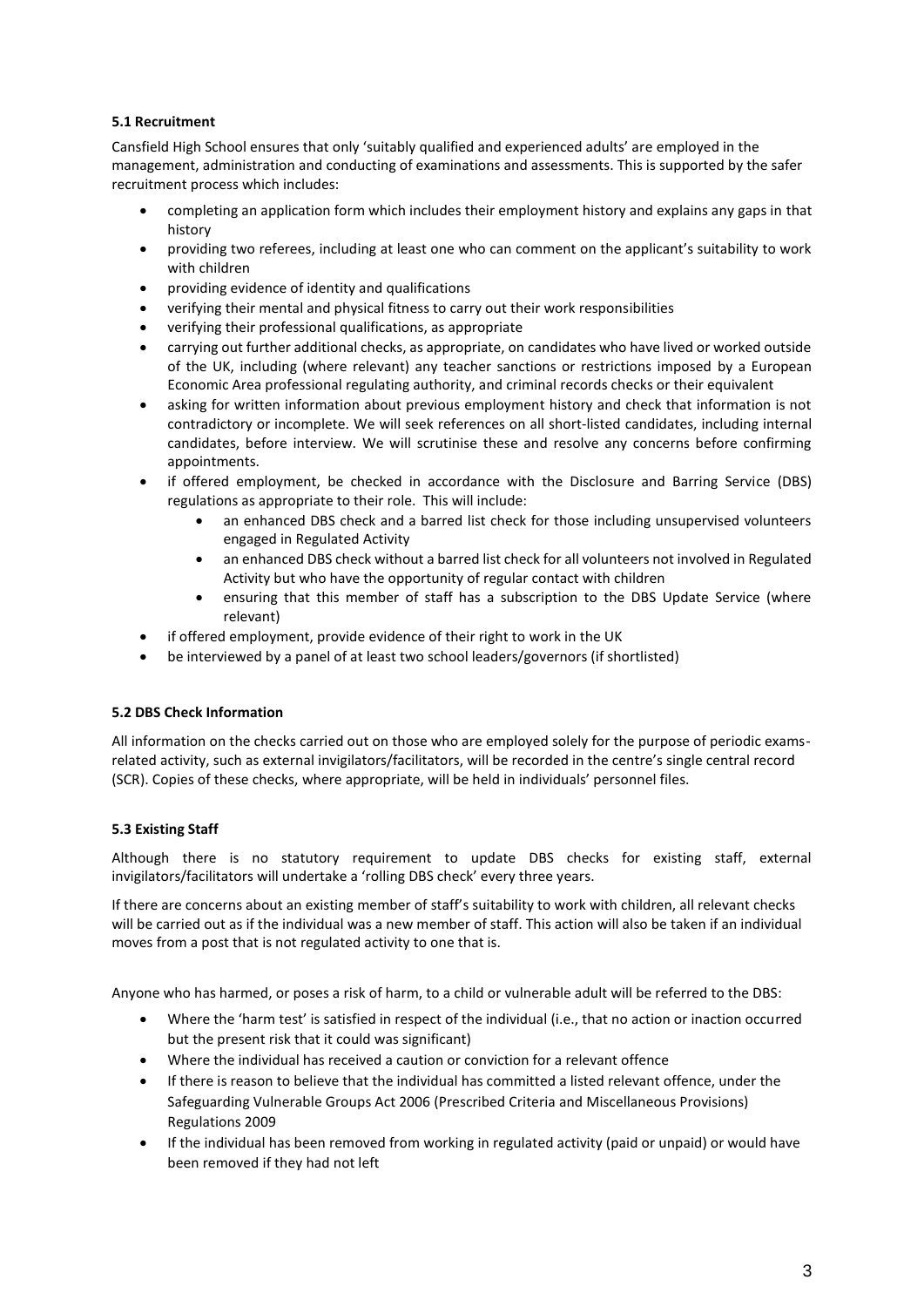**5.1 Recruitment**

Cansfield High School ensures that only 'suitably qualified and experienced adults' are employed in the management, administration and conducting of examinations and assessments. This is supported by the safer recruitment process which includes:

- completing an application form which includes their employment history and explains any gaps in that history
- providing two referees, including at least one who can comment on the applicant's suitability to work with children
- providing evidence of identity and qualifications
- verifying their mental and physical fitness to carry out their work responsibilities
- verifying their professional qualifications, as appropriate
- carrying out further additional checks, as appropriate, on candidates who have lived or worked outside of the UK, including (where relevant) any teacher sanctions or restrictions imposed by a European Economic Area professional regulating authority, and criminal records checks or their equivalent
- asking for written information about previous employment history and check that information is not contradictory or incomplete. We will seek references on all short-listed candidates, including internal candidates, before interview. We will scrutinise these and resolve any concerns before confirming appointments.
- if offered employment, be checked in accordance with the Disclosure and Barring Service (DBS) regulations as appropriate to their role. This will include:
  - an enhanced DBS check and a barred list check for those including unsupervised volunteers engaged in Regulated Activity
  - an enhanced DBS check without a barred list check for all volunteers not involved in Regulated Activity but who have the opportunity of regular contact with children
  - ensuring that this member of staff has a subscription to the DBS Update Service (where relevant)
- if offered employment, provide evidence of their right to work in the UK
- be interviewed by a panel of at least two school leaders/governors (if shortlisted)

**5.2 DBS Check Information**

All information on the checks carried out on those who are employed solely for the purpose of periodic exams-related activity, such as external invigilators/facilitators, will be recorded in the centre's single central record (SCR). Copies of these checks, where appropriate, will be held in individuals' personnel files.

**5.3 Existing Staff**

Although there is no statutory requirement to update DBS checks for existing staff, external invigilators/facilitators will undertake a 'rolling DBS check' every three years.

If there are concerns about an existing member of staff's suitability to work with children, all relevant checks will be carried out as if the individual was a new member of staff. This action will also be taken if an individual moves from a post that is not regulated activity to one that is.

Anyone who has harmed, or poses a risk of harm, to a child or vulnerable adult will be referred to the DBS:

- Where the 'harm test' is satisfied in respect of the individual (i.e., that no action or inaction occurred but the present risk that it could was significant)
- Where the individual has received a caution or conviction for a relevant offence
- If there is reason to believe that the individual has committed a listed relevant offence, under the Safeguarding Vulnerable Groups Act 2006 (Prescribed Criteria and Miscellaneous Provisions) Regulations 2009
- If the individual has been removed from working in regulated activity (paid or unpaid) or would have been removed if they had not left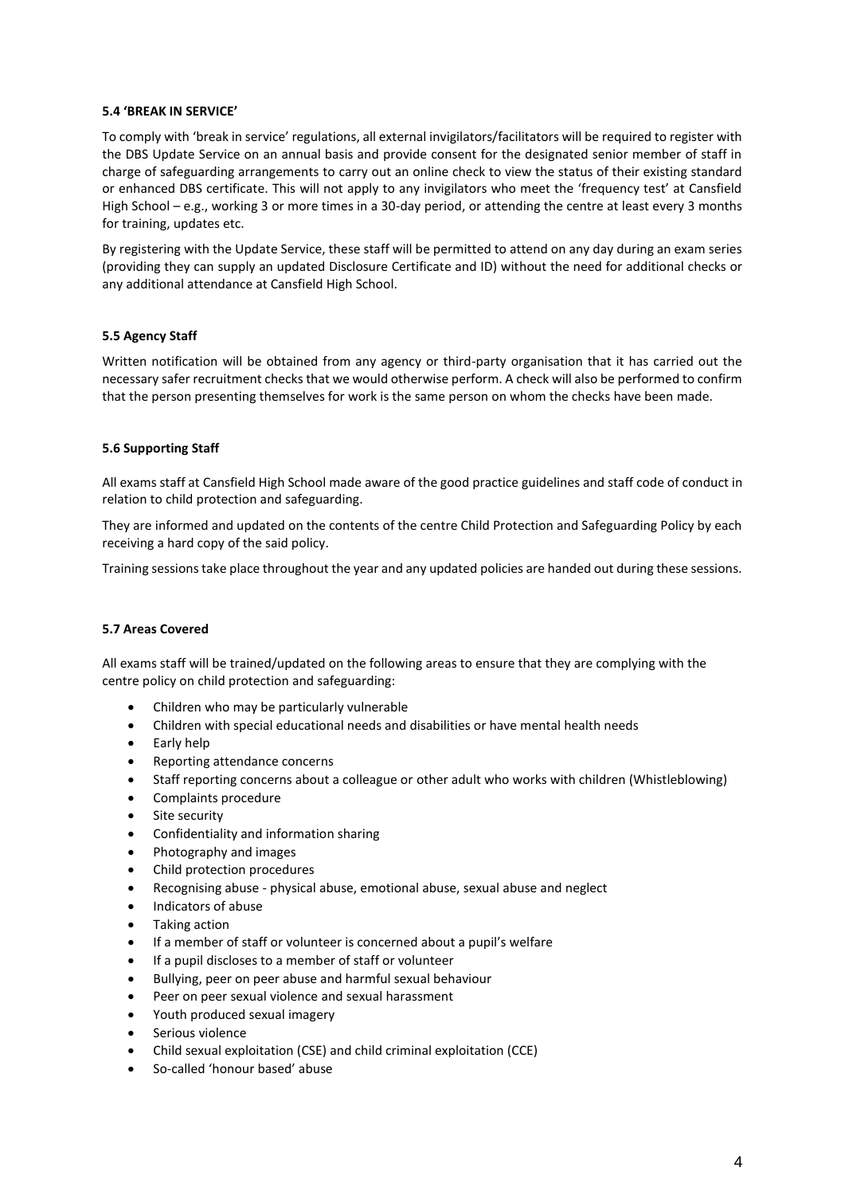#### 5.4 'BREAK IN SERVICE'

To comply with 'break in service' regulations, all external invigilators/facilitators will be required to register with the DBS Update Service on an annual basis and provide consent for the designated senior member of staff in charge of safeguarding arrangements to carry out an online check to view the status of their existing standard or enhanced DBS certificate. This will not apply to any invigilators who meet the 'frequency test' at Cansfield High School – e.g., working 3 or more times in a 30-day period, or attending the centre at least every 3 months for training, updates etc.

By registering with the Update Service, these staff will be permitted to attend on any day during an exam series (providing they can supply an updated Disclosure Certificate and ID) without the need for additional checks or any additional attendance at Cansfield High School.

#### 5.5 Agency Staff

Written notification will be obtained from any agency or third-party organisation that it has carried out the necessary safer recruitment checks that we would otherwise perform. A check will also be performed to confirm that the person presenting themselves for work is the same person on whom the checks have been made.

#### 5.6 Supporting Staff

All exams staff at Cansfield High School made aware of the good practice guidelines and staff code of conduct in relation to child protection and safeguarding.

They are informed and updated on the contents of the centre Child Protection and Safeguarding Policy by each receiving a hard copy of the said policy.

Training sessions take place throughout the year and any updated policies are handed out during these sessions.

#### 5.7 Areas Covered

All exams staff will be trained/updated on the following areas to ensure that they are complying with the centre policy on child protection and safeguarding:

- Children who may be particularly vulnerable
- Children with special educational needs and disabilities or have mental health needs
- Early help
- Reporting attendance concerns
- Staff reporting concerns about a colleague or other adult who works with children (Whistleblowing)
- Complaints procedure
- Site security
- Confidentiality and information sharing
- Photography and images
- Child protection procedures
- Recognising abuse - physical abuse, emotional abuse, sexual abuse and neglect
- Indicators of abuse
- Taking action
- If a member of staff or volunteer is concerned about a pupil's welfare
- If a pupil discloses to a member of staff or volunteer
- Bullying, peer on peer abuse and harmful sexual behaviour
- Peer on peer sexual violence and sexual harassment
- Youth produced sexual imagery
- Serious violence
- Child sexual exploitation (CSE) and child criminal exploitation (CCE)
- So-called 'honour based' abuse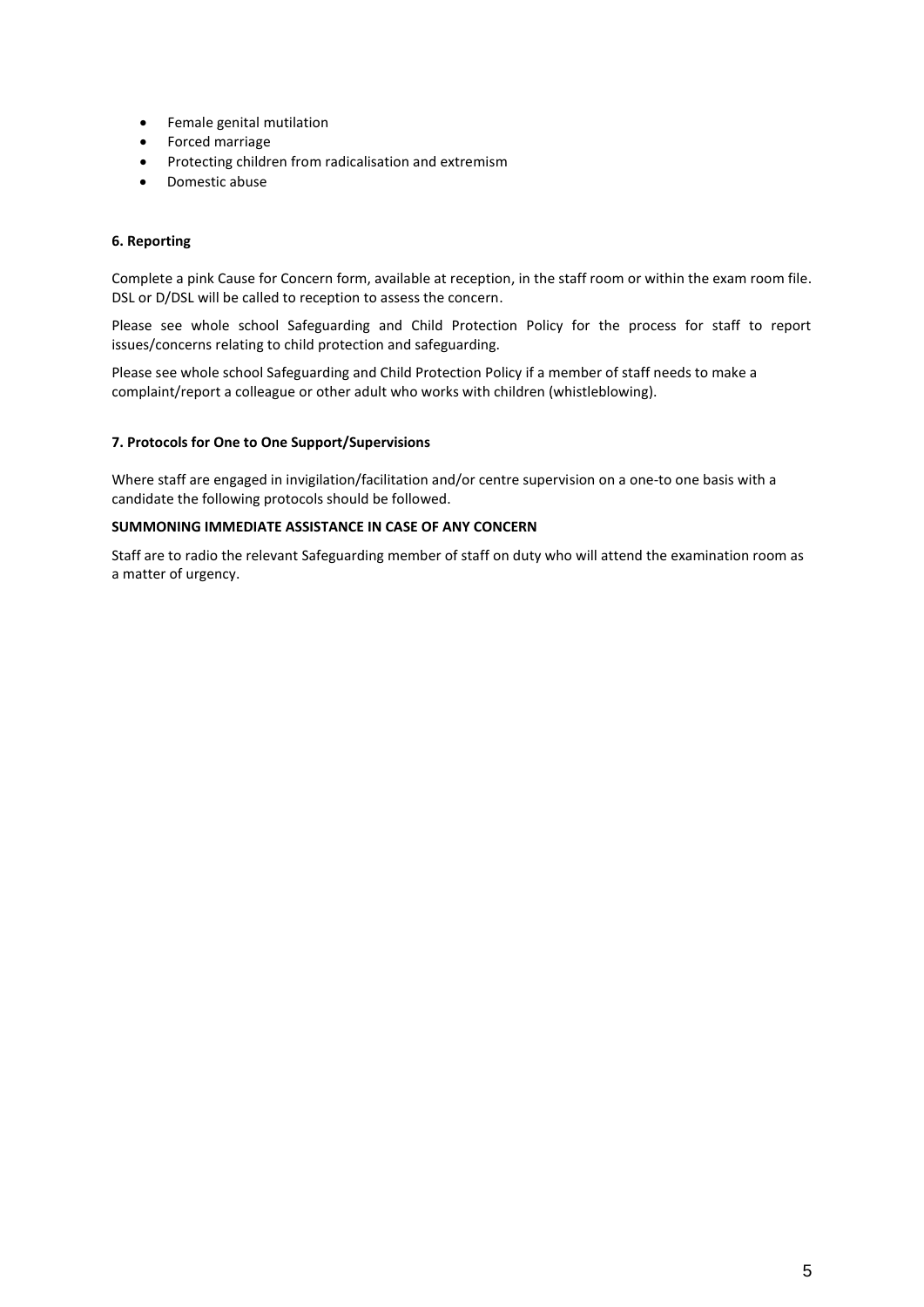- Female genital mutilation
- Forced marriage
- Protecting children from radicalisation and extremism
- Domestic abuse

**6. Reporting**

Complete a pink Cause for Concern form, available at reception, in the staff room or within the exam room file. DSL or D/DSL will be called to reception to assess the concern.

Please see whole school Safeguarding and Child Protection Policy for the process for staff to report issues/concerns relating to child protection and safeguarding.

Please see whole school Safeguarding and Child Protection Policy if a member of staff needs to make a complaint/report a colleague or other adult who works with children (whistleblowing).

**7. Protocols for One to One Support/Supervisions**

Where staff are engaged in invigilation/facilitation and/or centre supervision on a one-to one basis with a candidate the following protocols should be followed.

**SUMMONING IMMEDIATE ASSISTANCE IN CASE OF ANY CONCERN**

Staff are to radio the relevant Safeguarding member of staff on duty who will attend the examination room as a matter of urgency.